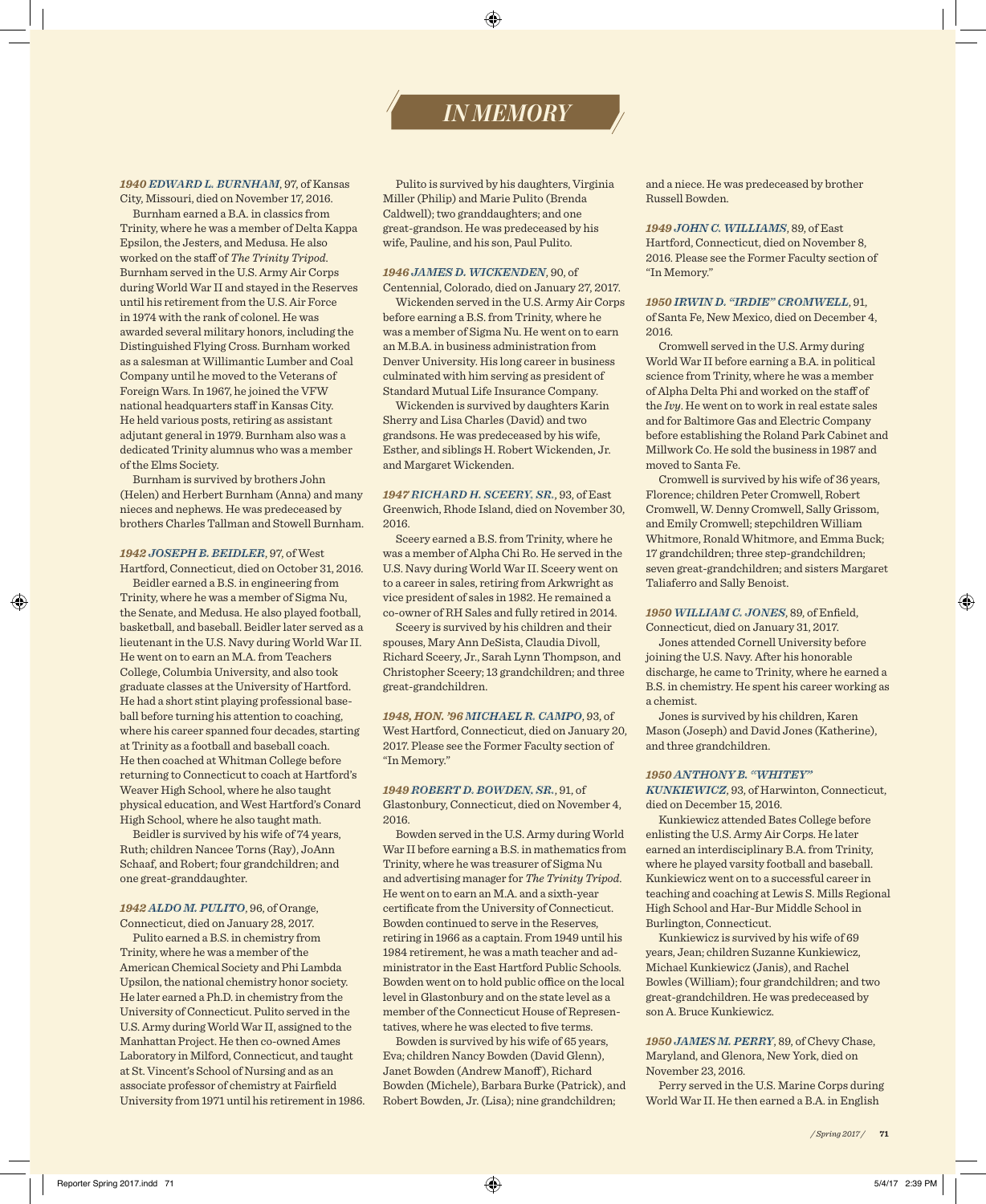# IN MEMORY

***1940 EDWARD L. BURNHAM***, 97, of Kansas City, Missouri, died on November 17, 2016.

Burnham earned a B.A. in classics from Trinity, where he was a member of Delta Kappa Epsilon, the Jesters, and Medusa. He also worked on the staff of *The Trinity Tripod*. Burnham served in the U.S. Army Air Corps during World War II and stayed in the Reserves until his retirement from the U.S. Air Force in 1974 with the rank of colonel. He was awarded several military honors, including the Distinguished Flying Cross. Burnham worked as a salesman at Willimantic Lumber and Coal Company until he moved to the Veterans of Foreign Wars. In 1967, he joined the VFW national headquarters staff in Kansas City. He held various posts, retiring as assistant adjutant general in 1979. Burnham also was a dedicated Trinity alumnus who was a member of the Elms Society.

Burnham is survived by brothers John (Helen) and Herbert Burnham (Anna) and many nieces and nephews. He was predeceased by brothers Charles Tallman and Stowell Burnham.

***1942 JOSEPH B. BEIDLER***, 97, of West Hartford, Connecticut, died on October 31, 2016.

Beidler earned a B.S. in engineering from Trinity, where he was a member of Sigma Nu, the Senate, and Medusa. He also played football, basketball, and baseball. Beidler later served as a lieutenant in the U.S. Navy during World War II. He went on to earn an M.A. from Teachers College, Columbia University, and also took graduate classes at the University of Hartford. He had a short stint playing professional baseball before turning his attention to coaching, where his career spanned four decades, starting at Trinity as a football and baseball coach. He then coached at Whitman College before returning to Connecticut to coach at Hartford's Weaver High School, where he also taught physical education, and West Hartford's Conard High School, where he also taught math.

Beidler is survived by his wife of 74 years, Ruth; children Nancee Torns (Ray), JoAnn Schaaf, and Robert; four grandchildren; and one great-granddaughter.

***1942 ALDO M. PULITO***, 96, of Orange, Connecticut, died on January 28, 2017.

Pulito earned a B.S. in chemistry from Trinity, where he was a member of the American Chemical Society and Phi Lambda Upsilon, the national chemistry honor society. He later earned a Ph.D. in chemistry from the University of Connecticut. Pulito served in the U.S. Army during World War II, assigned to the Manhattan Project. He then co-owned Ames Laboratory in Milford, Connecticut, and taught at St. Vincent's School of Nursing and as an associate professor of chemistry at Fairfield University from 1971 until his retirement in 1986.

Pulito is survived by his daughters, Virginia Miller (Philip) and Marie Pulito (Brenda Caldwell); two granddaughters; and one great-grandson. He was predeceased by his wife, Pauline, and his son, Paul Pulito.

***1946 JAMES D. WICKENDEN***, 90, of Centennial, Colorado, died on January 27, 2017.

Wickenden served in the U.S. Army Air Corps before earning a B.S. from Trinity, where he was a member of Sigma Nu. He went on to earn an M.B.A. in business administration from Denver University. His long career in business culminated with him serving as president of Standard Mutual Life Insurance Company.

Wickenden is survived by daughters Karin Sherry and Lisa Charles (David) and two grandsons. He was predeceased by his wife, Esther, and siblings H. Robert Wickenden, Jr. and Margaret Wickenden.

***1947 RICHARD H. SCEERY, SR.***, 93, of East Greenwich, Rhode Island, died on November 30, 2016.

Sceery earned a B.S. from Trinity, where he was a member of Alpha Chi Ro. He served in the U.S. Navy during World War II. Sceery went on to a career in sales, retiring from Arkwright as vice president of sales in 1982. He remained a co-owner of RH Sales and fully retired in 2014.

Sceery is survived by his children and their spouses, Mary Ann DeSista, Claudia Divoll, Richard Sceery, Jr., Sarah Lynn Thompson, and Christopher Sceery; 13 grandchildren; and three great-grandchildren.

***1948, HON. '96 MICHAEL R. CAMPO***, 93, of West Hartford, Connecticut, died on January 20, 2017. Please see the Former Faculty section of "In Memory."

***1949 ROBERT D. BOWDEN, SR.***, 91, of Glastonbury, Connecticut, died on November 4, 2016.

Bowden served in the U.S. Army during World War II before earning a B.S. in mathematics from Trinity, where he was treasurer of Sigma Nu and advertising manager for *The Trinity Tripod*. He went on to earn an M.A. and a sixth-year certificate from the University of Connecticut. Bowden continued to serve in the Reserves, retiring in 1966 as a captain. From 1949 until his 1984 retirement, he was a math teacher and administrator in the East Hartford Public Schools. Bowden went on to hold public office on the local level in Glastonbury and on the state level as a member of the Connecticut House of Representatives, where he was elected to five terms.

Bowden is survived by his wife of 65 years, Eva; children Nancy Bowden (David Glenn), Janet Bowden (Andrew Manoff), Richard Bowden (Michele), Barbara Burke (Patrick), and Robert Bowden, Jr. (Lisa); nine grandchildren; and a niece. He was predeceased by brother Russell Bowden.

***1949 JOHN C. WILLIAMS***, 89, of East Hartford, Connecticut, died on November 8, 2016. Please see the Former Faculty section of "In Memory."

***1950 IRWIN D. "IRDIE" CROMWELL***, 91, of Santa Fe, New Mexico, died on December 4, 2016.

Cromwell served in the U.S. Army during World War II before earning a B.A. in political science from Trinity, where he was a member of Alpha Delta Phi and worked on the staff of the *Ivy*. He went on to work in real estate sales and for Baltimore Gas and Electric Company before establishing the Roland Park Cabinet and Millwork Co. He sold the business in 1987 and moved to Santa Fe.

Cromwell is survived by his wife of 36 years, Florence; children Peter Cromwell, Robert Cromwell, W. Denny Cromwell, Sally Grissom, and Emily Cromwell; stepchildren William Whitmore, Ronald Whitmore, and Emma Buck; 17 grandchildren; three step-grandchildren; seven great-grandchildren; and sisters Margaret Taliaferro and Sally Benoist.

***1950 WILLIAM C. JONES***, 89, of Enfield, Connecticut, died on January 31, 2017.

Jones attended Cornell University before joining the U.S. Navy. After his honorable discharge, he came to Trinity, where he earned a B.S. in chemistry. He spent his career working as a chemist.

Jones is survived by his children, Karen Mason (Joseph) and David Jones (Katherine), and three grandchildren.

***1950 ANTHONY B. "WHITEY" KUNKIEWICZ***, 93, of Harwinton, Connecticut, died on December 15, 2016.

Kunkiewicz attended Bates College before enlisting the U.S. Army Air Corps. He later earned an interdisciplinary B.A. from Trinity, where he played varsity football and baseball. Kunkiewicz went on to a successful career in teaching and coaching at Lewis S. Mills Regional High School and Har-Bur Middle School in Burlington, Connecticut.

Kunkiewicz is survived by his wife of 69 years, Jean; children Suzanne Kunkiewicz, Michael Kunkiewicz (Janis), and Rachel Bowles (William); four grandchildren; and two great-grandchildren. He was predeceased by son A. Bruce Kunkiewicz.

***1950 JAMES M. PERRY***, 89, of Chevy Chase, Maryland, and Glenora, New York, died on November 23, 2016.

Perry served in the U.S. Marine Corps during World War II. He then earned a B.A. in English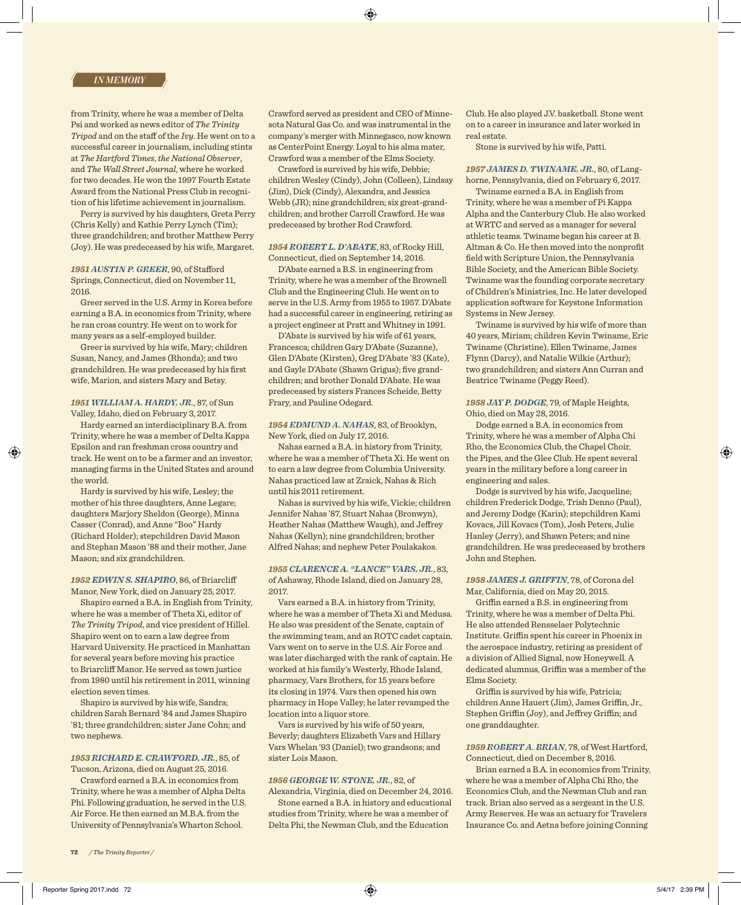from Trinity, where he was a member of Delta Psi and worked as news editor of *The Trinity Tripod* and on the staff of the *Ivy*. He went on to a successful career in journalism, including stints at *The Hartford Times*, *the National Observer*, and *The Wall Street Journal*, where he worked for two decades. He won the 1997 Fourth Estate Award from the National Press Club in recognition of his lifetime achievement in journalism.

Perry is survived by his daughters, Greta Perry (Chris Kelly) and Kathie Perry Lynch (Tim); three grandchildren; and brother Matthew Perry (Joy). He was predeceased by his wife, Margaret.

***1951* AUSTIN P. GREER**, 90, of Stafford Springs, Connecticut, died on November 11, 2016.

Greer served in the U.S. Army in Korea before earning a B.A. in economics from Trinity, where he ran cross country. He went on to work for many years as a self-employed builder.

Greer is survived by his wife, Mary; children Susan, Nancy, and James (Rhonda); and two grandchildren. He was predeceased by his first wife, Marion, and sisters Mary and Betsy.

***1951* WILLIAM A. HARDY, JR.**, 87, of Sun Valley, Idaho, died on February 3, 2017.

Hardy earned an interdisciplinary B.A. from Trinity, where he was a member of Delta Kappa Epsilon and ran freshman cross country and track. He went on to be a farmer and an investor, managing farms in the United States and around the world.

Hardy is survived by his wife, Lesley; the mother of his three daughters, Anne Legare; daughters Marjory Sheldon (George), Minna Casser (Conrad), and Anne "Boo" Hardy (Richard Holder); stepchildren David Mason and Stephan Mason '88 and their mother, Jane Mason; and six grandchildren.

***1952* EDWIN S. SHAPIRO**, 86, of Briarcliff Manor, New York, died on January 25, 2017.

Shapiro earned a B.A. in English from Trinity, where he was a member of Theta Xi, editor of *The Trinity Tripod*, and vice president of Hillel. Shapiro went on to earn a law degree from Harvard University. He practiced in Manhattan for several years before moving his practice to Briarcliff Manor. He served as town justice from 1980 until his retirement in 2011, winning election seven times.

Shapiro is survived by his wife, Sandra; children Sarah Bernard '84 and James Shapiro '81; three grandchildren; sister Jane Cohn; and two nephews.

***1953* RICHARD E. CRAWFORD, JR.**, 85, of Tucson, Arizona, died on August 25, 2016.

Crawford earned a B.A. in economics from Trinity, where he was a member of Alpha Delta Phi. Following graduation, he served in the U.S. Air Force. He then earned an M.B.A. from the University of Pennsylvania's Wharton School. Crawford served as president and CEO of Minnesota Natural Gas Co. and was instrumental in the company's merger with Minnegasco, now known as CenterPoint Energy. Loyal to his alma mater, Crawford was a member of the Elms Society.

Crawford is survived by his wife, Debbie; children Wesley (Cindy), John (Colleen), Lindsay (Jim), Dick (Cindy), Alexandra, and Jessica Webb (JR); nine grandchildren; six great-grandchildren; and brother Carroll Crawford. He was predeceased by brother Rod Crawford.

***1954* ROBERT L. D'ABATE**, 83, of Rocky Hill, Connecticut, died on September 14, 2016.

D'Abate earned a B.S. in engineering from Trinity, where he was a member of the Brownell Club and the Engineering Club. He went on to serve in the U.S. Army from 1955 to 1957. D'Abate had a successful career in engineering, retiring as a project engineer at Pratt and Whitney in 1991.

D'Abate is survived by his wife of 61 years, Francesca; children Gary D'Abate (Suzanne), Glen D'Abate (Kirsten), Greg D'Abate '83 (Kate), and Gayle D'Abate (Shawn Grigus); five grandchildren; and brother Donald D'Abate. He was predeceased by sisters Frances Scheide, Betty Frary, and Pauline Odegard.

***1954* EDMUND A. NAHAS**, 83, of Brooklyn, New York, died on July 17, 2016.

Nahas earned a B.A. in history from Trinity, where he was a member of Theta Xi. He went on to earn a law degree from Columbia University. Nahas practiced law at Zraick, Nahas & Rich until his 2011 retirement.

Nahas is survived by his wife, Vickie; children Jennifer Nahas '87, Stuart Nahas (Bronwyn), Heather Nahas (Matthew Waugh), and Jeffrey Nahas (Kellyn); nine grandchildren; brother Alfred Nahas; and nephew Peter Poulakakos.

***1955* CLARENCE A. "LANCE" VARS, JR.**, 83, of Ashaway, Rhode Island, died on January 28, 2017.

Vars earned a B.A. in history from Trinity, where he was a member of Theta Xi and Medusa. He also was president of the Senate, captain of the swimming team, and an ROTC cadet captain. Vars went on to serve in the U.S. Air Force and was later discharged with the rank of captain. He worked at his family's Westerly, Rhode Island, pharmacy, Vars Brothers, for 15 years before its closing in 1974. Vars then opened his own pharmacy in Hope Valley; he later revamped the location into a liquor store.

Vars is survived by his wife of 50 years, Beverly; daughters Elizabeth Vars and Hillary Vars Whelan '93 (Daniel); two grandsons; and sister Lois Mason.

***1956* GEORGE W. STONE, JR.**, 82, of Alexandria, Virginia, died on December 24, 2016.

Stone earned a B.A. in history and educational studies from Trinity, where he was a member of Delta Phi, the Newman Club, and the Education Club. He also played J.V. basketball. Stone went on to a career in insurance and later worked in real estate.

Stone is survived by his wife, Patti.

***1957* JAMES D. TWINAME, JR.**, 80, of Langhorne, Pennsylvania, died on February 6, 2017.

Twiname earned a B.A. in English from Trinity, where he was a member of Pi Kappa Alpha and the Canterbury Club. He also worked at WRTC and served as a manager for several athletic teams. Twiname began his career at B. Altman & Co. He then moved into the nonprofit field with Scripture Union, the Pennsylvania Bible Society, and the American Bible Society. Twiname was the founding corporate secretary of Children's Ministries, Inc. He later developed application software for Keystone Information Systems in New Jersey.

Twiname is survived by his wife of more than 40 years, Miriam; children Kevin Twiname, Eric Twiname (Christine), Ellen Twiname, James Flynn (Darcy), and Natalie Wilkie (Arthur); two grandchildren; and sisters Ann Curran and Beatrice Twiname (Peggy Reed).

***1958* JAY P. DODGE**, 79, of Maple Heights, Ohio, died on May 28, 2016.

Dodge earned a B.A. in economics from Trinity, where he was a member of Alpha Chi Rho, the Economics Club, the Chapel Choir, the Pipes, and the Glee Club. He spent several years in the military before a long career in engineering and sales.

Dodge is survived by his wife, Jacqueline; children Frederick Dodge, Trish Denno (Paul), and Jeremy Dodge (Karin); stepchildren Kami Kovacs, Jill Kovacs (Tom), Josh Peters, Julie Hanley (Jerry), and Shawn Peters; and nine grandchildren. He was predeceased by brothers John and Stephen.

***1958* JAMES J. GRIFFIN**, 78, of Corona del Mar, California, died on May 20, 2015.

Griffin earned a B.S. in engineering from Trinity, where he was a member of Delta Phi. He also attended Rensselaer Polytechnic Institute. Griffin spent his career in Phoenix in the aerospace industry, retiring as president of a division of Allied Signal, now Honeywell. A dedicated alumnus, Griffin was a member of the Elms Society.

Griffin is survived by his wife, Patricia; children Anne Hauert (Jim), James Griffin, Jr., Stephen Griffin (Joy), and Jeffrey Griffin; and one granddaughter.

***1959* ROBERT A. BRIAN**, 78, of West Hartford, Connecticut, died on December 8, 2016.

Brian earned a B.A. in economics from Trinity, where he was a member of Alpha Chi Rho, the Economics Club, and the Newman Club and ran track. Brian also served as a sergeant in the U.S. Army Reserves. He was an actuary for Travelers Insurance Co. and Aetna before joining Conning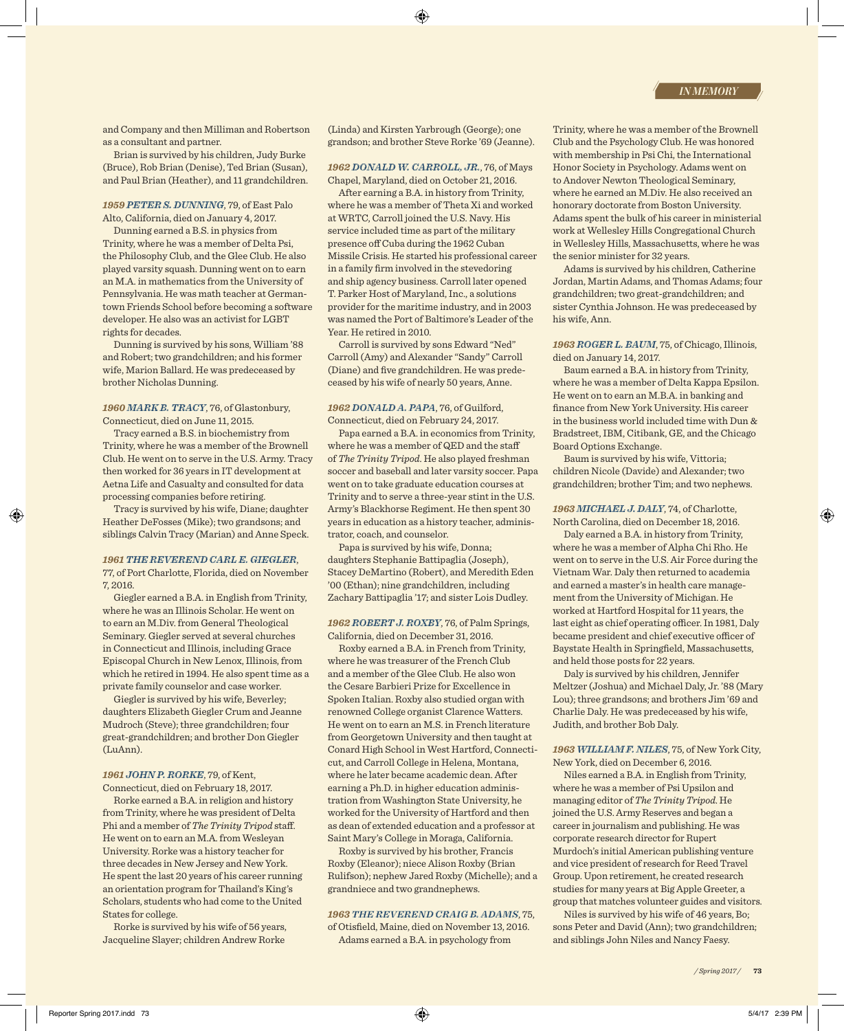and Company and then Milliman and Robertson as a consultant and partner.

Brian is survived by his children, Judy Burke (Bruce), Rob Brian (Denise), Ted Brian (Susan), and Paul Brian (Heather), and 11 grandchildren.

***1959 PETER S. DUNNING***, 79, of East Palo Alto, California, died on January 4, 2017.

Dunning earned a B.S. in physics from Trinity, where he was a member of Delta Psi, the Philosophy Club, and the Glee Club. He also played varsity squash. Dunning went on to earn an M.A. in mathematics from the University of Pennsylvania. He was math teacher at Germantown Friends School before becoming a software developer. He also was an activist for LGBT rights for decades.

Dunning is survived by his sons, William '88 and Robert; two grandchildren; and his former wife, Marion Ballard. He was predeceased by brother Nicholas Dunning.

***1960 MARK B. TRACY***, 76, of Glastonbury, Connecticut, died on June 11, 2015.

Tracy earned a B.S. in biochemistry from Trinity, where he was a member of the Brownell Club. He went on to serve in the U.S. Army. Tracy then worked for 36 years in IT development at Aetna Life and Casualty and consulted for data processing companies before retiring.

Tracy is survived by his wife, Diane; daughter Heather DeFosses (Mike); two grandsons; and siblings Calvin Tracy (Marian) and Anne Speck.

***1961 THE REVEREND CARL E. GIEGLER***, 77, of Port Charlotte, Florida, died on November 7, 2016.

Giegler earned a B.A. in English from Trinity, where he was an Illinois Scholar. He went on to earn an M.Div. from General Theological Seminary. Giegler served at several churches in Connecticut and Illinois, including Grace Episcopal Church in New Lenox, Illinois, from which he retired in 1994. He also spent time as a private family counselor and case worker.

Giegler is survived by his wife, Beverley; daughters Elizabeth Giegler Crum and Jeanne Mudroch (Steve); three grandchildren; four great-grandchildren; and brother Don Giegler (LuAnn).

***1961 JOHN P. RORKE***, 79, of Kent, Connecticut, died on February 18, 2017.

Rorke earned a B.A. in religion and history from Trinity, where he was president of Delta Phi and a member of *The Trinity Tripod* staff. He went on to earn an M.A. from Wesleyan University. Rorke was a history teacher for three decades in New Jersey and New York. He spent the last 20 years of his career running an orientation program for Thailand's King's Scholars, students who had come to the United States for college.

Rorke is survived by his wife of 56 years, Jacqueline Slayer; children Andrew Rorke (Linda) and Kirsten Yarbrough (George); one grandson; and brother Steve Rorke '69 (Jeanne).

***1962 DONALD W. CARROLL, JR.***, 76, of Mays Chapel, Maryland, died on October 21, 2016.

After earning a B.A. in history from Trinity, where he was a member of Theta Xi and worked at WRTC, Carroll joined the U.S. Navy. His service included time as part of the military presence off Cuba during the 1962 Cuban Missile Crisis. He started his professional career in a family firm involved in the stevedoring and ship agency business. Carroll later opened T. Parker Host of Maryland, Inc., a solutions provider for the maritime industry, and in 2003 was named the Port of Baltimore's Leader of the Year. He retired in 2010.

Carroll is survived by sons Edward "Ned" Carroll (Amy) and Alexander "Sandy" Carroll (Diane) and five grandchildren. He was predeceased by his wife of nearly 50 years, Anne.

***1962 DONALD A. PAPA***, 76, of Guilford, Connecticut, died on February 24, 2017.

Papa earned a B.A. in economics from Trinity, where he was a member of QED and the staff of *The Trinity Tripod*. He also played freshman soccer and baseball and later varsity soccer. Papa went on to take graduate education courses at Trinity and to serve a three-year stint in the U.S. Army's Blackhorse Regiment. He then spent 30 years in education as a history teacher, administrator, coach, and counselor.

Papa is survived by his wife, Donna; daughters Stephanie Battipaglia (Joseph), Stacey DeMartino (Robert), and Meredith Eden '00 (Ethan); nine grandchildren, including Zachary Battipaglia '17; and sister Lois Dudley.

***1962 ROBERT J. ROXBY***, 76, of Palm Springs, California, died on December 31, 2016.

Roxby earned a B.A. in French from Trinity, where he was treasurer of the French Club and a member of the Glee Club. He also won the Cesare Barbieri Prize for Excellence in Spoken Italian. Roxby also studied organ with renowned College organist Clarence Watters. He went on to earn an M.S. in French literature from Georgetown University and then taught at Conard High School in West Hartford, Connecticut, and Carroll College in Helena, Montana, where he later became academic dean. After earning a Ph.D. in higher education administration from Washington State University, he worked for the University of Hartford and then as dean of extended education and a professor at Saint Mary's College in Moraga, California.

Roxby is survived by his brother, Francis Roxby (Eleanor); niece Alison Roxby (Brian Rulifson); nephew Jared Roxby (Michelle); and a grandniece and two grandnephews.

***1963 THE REVEREND CRAIG B. ADAMS***, 75, of Otisfield, Maine, died on November 13, 2016.

Adams earned a B.A. in psychology from Trinity, where he was a member of the Brownell Club and the Psychology Club. He was honored with membership in Psi Chi, the International Honor Society in Psychology. Adams went on to Andover Newton Theological Seminary, where he earned an M.Div. He also received an honorary doctorate from Boston University. Adams spent the bulk of his career in ministerial work at Wellesley Hills Congregational Church in Wellesley Hills, Massachusetts, where he was the senior minister for 32 years.

Adams is survived by his children, Catherine Jordan, Martin Adams, and Thomas Adams; four grandchildren; two great-grandchildren; and sister Cynthia Johnson. He was predeceased by his wife, Ann.

***1963 ROGER L. BAUM***, 75, of Chicago, Illinois, died on January 14, 2017.

Baum earned a B.A. in history from Trinity, where he was a member of Delta Kappa Epsilon. He went on to earn an M.B.A. in banking and finance from New York University. His career in the business world included time with Dun & Bradstreet, IBM, Citibank, GE, and the Chicago Board Options Exchange.

Baum is survived by his wife, Vittoria; children Nicole (Davide) and Alexander; two grandchildren; brother Tim; and two nephews.

***1963 MICHAEL J. DALY***, 74, of Charlotte, North Carolina, died on December 18, 2016.

Daly earned a B.A. in history from Trinity, where he was a member of Alpha Chi Rho. He went on to serve in the U.S. Air Force during the Vietnam War. Daly then returned to academia and earned a master's in health care management from the University of Michigan. He worked at Hartford Hospital for 11 years, the last eight as chief operating officer. In 1981, Daly became president and chief executive officer of Baystate Health in Springfield, Massachusetts, and held those posts for 22 years.

Daly is survived by his children, Jennifer Meltzer (Joshua) and Michael Daly, Jr. '88 (Mary Lou); three grandsons; and brothers Jim '69 and Charlie Daly. He was predeceased by his wife, Judith, and brother Bob Daly.

***1963 WILLIAM F. NILES***, 75, of New York City, New York, died on December 6, 2016.

Niles earned a B.A. in English from Trinity, where he was a member of Psi Upsilon and managing editor of *The Trinity Tripod*. He joined the U.S. Army Reserves and began a career in journalism and publishing. He was corporate research director for Rupert Murdoch's initial American publishing venture and vice president of research for Reed Travel Group. Upon retirement, he created research studies for many years at Big Apple Greeter, a group that matches volunteer guides and visitors.

Niles is survived by his wife of 46 years, Bo; sons Peter and David (Ann); two grandchildren; and siblings John Niles and Nancy Faesy.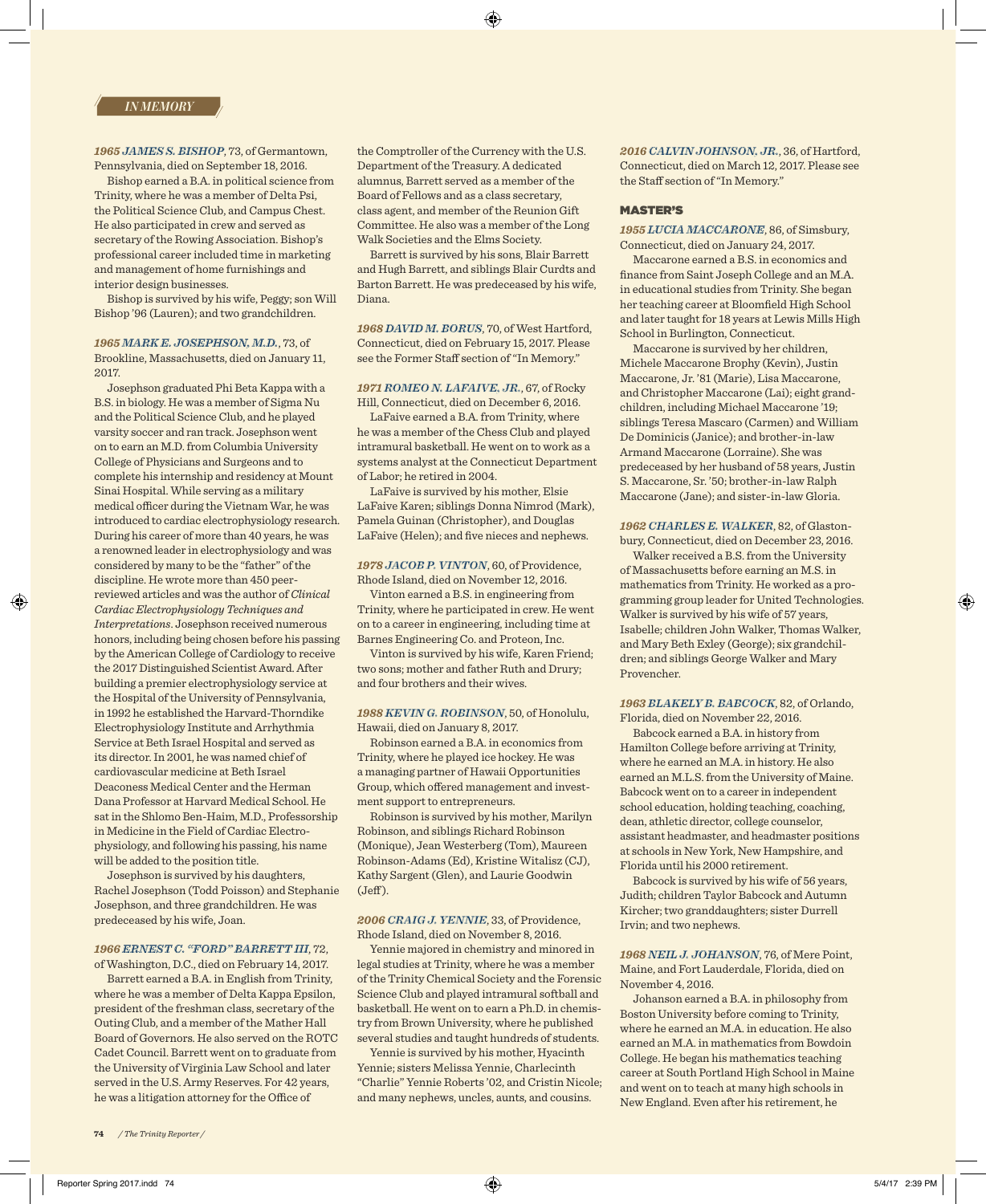*IN MEMORY*

***1965 JAMES S. BISHOP***, 73, of Germantown, Pennsylvania, died on September 18, 2016.

Bishop earned a B.A. in political science from Trinity, where he was a member of Delta Psi, the Political Science Club, and Campus Chest. He also participated in crew and served as secretary of the Rowing Association. Bishop's professional career included time in marketing and management of home furnishings and interior design businesses.

Bishop is survived by his wife, Peggy; son Will Bishop '96 (Lauren); and two grandchildren.

***1965 MARK E. JOSEPHSON, M.D.***, 73, of Brookline, Massachusetts, died on January 11, 2017.

Josephson graduated Phi Beta Kappa with a B.S. in biology. He was a member of Sigma Nu and the Political Science Club, and he played varsity soccer and ran track. Josephson went on to earn an M.D. from Columbia University College of Physicians and Surgeons and to complete his internship and residency at Mount Sinai Hospital. While serving as a military medical officer during the Vietnam War, he was introduced to cardiac electrophysiology research. During his career of more than 40 years, he was a renowned leader in electrophysiology and was considered by many to be the "father" of the discipline. He wrote more than 450 peer-reviewed articles and was the author of *Clinical Cardiac Electrophysiology Techniques and Interpretations*. Josephson received numerous honors, including being chosen before his passing by the American College of Cardiology to receive the 2017 Distinguished Scientist Award. After building a premier electrophysiology service at the Hospital of the University of Pennsylvania, in 1992 he established the Harvard-Thorndike Electrophysiology Institute and Arrhythmia Service at Beth Israel Hospital and served as its director. In 2001, he was named chief of cardiovascular medicine at Beth Israel Deaconess Medical Center and the Herman Dana Professor at Harvard Medical School. He sat in the Shlomo Ben-Haim, M.D., Professorship in Medicine in the Field of Cardiac Electrophysiology, and following his passing, his name will be added to the position title.

Josephson is survived by his daughters, Rachel Josephson (Todd Poisson) and Stephanie Josephson, and three grandchildren. He was predeceased by his wife, Joan.

***1966 ERNEST C. "FORD" BARRETT III***, 72, of Washington, D.C., died on February 14, 2017.

Barrett earned a B.A. in English from Trinity, where he was a member of Delta Kappa Epsilon, president of the freshman class, secretary of the Outing Club, and a member of the Mather Hall Board of Governors. He also served on the ROTC Cadet Council. Barrett went on to graduate from the University of Virginia Law School and later served in the U.S. Army Reserves. For 42 years, he was a litigation attorney for the Office of the Comptroller of the Currency with the U.S. Department of the Treasury. A dedicated alumnus, Barrett served as a member of the Board of Fellows and as a class secretary, class agent, and member of the Reunion Gift Committee. He also was a member of the Long Walk Societies and the Elms Society.

Barrett is survived by his sons, Blair Barrett and Hugh Barrett, and siblings Blair Curdts and Barton Barrett. He was predeceased by his wife, Diana.

***1968 DAVID M. BORUS***, 70, of West Hartford, Connecticut, died on February 15, 2017. Please see the Former Staff section of "In Memory."

***1971 ROMEO N. LAFAIVE, JR.***, 67, of Rocky Hill, Connecticut, died on December 6, 2016.

LaFaive earned a B.A. from Trinity, where he was a member of the Chess Club and played intramural basketball. He went on to work as a systems analyst at the Connecticut Department of Labor; he retired in 2004.

LaFaive is survived by his mother, Elsie LaFaive Karen; siblings Donna Nimrod (Mark), Pamela Guinan (Christopher), and Douglas LaFaive (Helen); and five nieces and nephews.

***1978 JACOB P. VINTON***, 60, of Providence, Rhode Island, died on November 12, 2016.

Vinton earned a B.S. in engineering from Trinity, where he participated in crew. He went on to a career in engineering, including time at Barnes Engineering Co. and Proteon, Inc.

Vinton is survived by his wife, Karen Friend; two sons; mother and father Ruth and Drury; and four brothers and their wives.

***1988 KEVIN G. ROBINSON***, 50, of Honolulu, Hawaii, died on January 8, 2017.

Robinson earned a B.A. in economics from Trinity, where he played ice hockey. He was a managing partner of Hawaii Opportunities Group, which offered management and investment support to entrepreneurs.

Robinson is survived by his mother, Marilyn Robinson, and siblings Richard Robinson (Monique), Jean Westerberg (Tom), Maureen Robinson-Adams (Ed), Kristine Witalisz (CJ), Kathy Sargent (Glen), and Laurie Goodwin (Jeff).

***2006 CRAIG J. YENNIE***, 33, of Providence, Rhode Island, died on November 8, 2016.

Yennie majored in chemistry and minored in legal studies at Trinity, where he was a member of the Trinity Chemical Society and the Forensic Science Club and played intramural softball and basketball. He went on to earn a Ph.D. in chemistry from Brown University, where he published several studies and taught hundreds of students.

Yennie is survived by his mother, Hyacinth Yennie; sisters Melissa Yennie, Charlecinth "Charlie" Yennie Roberts '02, and Cristin Nicole; and many nephews, uncles, aunts, and cousins.

***2016 CALVIN JOHNSON, JR.***, 36, of Hartford, Connecticut, died on March 12, 2017. Please see the Staff section of "In Memory."

## MASTER'S

***1955 LUCIA MACCARONE***, 86, of Simsbury, Connecticut, died on January 24, 2017.

Maccarone earned a B.S. in economics and finance from Saint Joseph College and an M.A. in educational studies from Trinity. She began her teaching career at Bloomfield High School and later taught for 18 years at Lewis Mills High School in Burlington, Connecticut.

Maccarone is survived by her children, Michele Maccarone Brophy (Kevin), Justin Maccarone, Jr. '81 (Marie), Lisa Maccarone, and Christopher Maccarone (Lai); eight grandchildren, including Michael Maccarone '19; siblings Teresa Mascaro (Carmen) and William De Dominicis (Janice); and brother-in-law Armand Maccarone (Lorraine). She was predeceased by her husband of 58 years, Justin S. Maccarone, Sr. '50; brother-in-law Ralph Maccarone (Jane); and sister-in-law Gloria.

***1962 CHARLES E. WALKER***, 82, of Glastonbury, Connecticut, died on December 23, 2016.

Walker received a B.S. from the University of Massachusetts before earning an M.S. in mathematics from Trinity. He worked as a programming group leader for United Technologies. Walker is survived by his wife of 57 years, Isabelle; children John Walker, Thomas Walker, and Mary Beth Exley (George); six grandchildren; and siblings George Walker and Mary Provencher.

***1963 BLAKELY B. BABCOCK***, 82, of Orlando, Florida, died on November 22, 2016.

Babcock earned a B.A. in history from Hamilton College before arriving at Trinity, where he earned an M.A. in history. He also earned an M.L.S. from the University of Maine. Babcock went on to a career in independent school education, holding teaching, coaching, dean, athletic director, college counselor, assistant headmaster, and headmaster positions at schools in New York, New Hampshire, and Florida until his 2000 retirement.

Babcock is survived by his wife of 56 years, Judith; children Taylor Babcock and Autumn Kircher; two granddaughters; sister Durrell Irvin; and two nephews.

***1968 NEIL J. JOHANSON***, 76, of Mere Point, Maine, and Fort Lauderdale, Florida, died on November 4, 2016.

Johanson earned a B.A. in philosophy from Boston University before coming to Trinity, where he earned an M.A. in education. He also earned an M.A. in mathematics from Bowdoin College. He began his mathematics teaching career at South Portland High School in Maine and went on to teach at many high schools in New England. Even after his retirement, he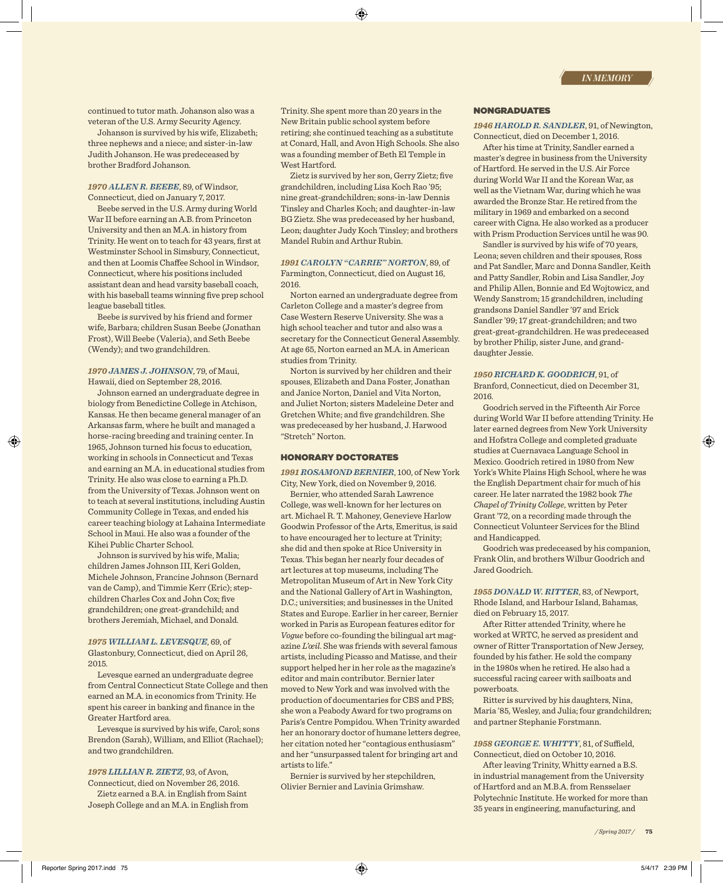continued to tutor math. Johanson also was a veteran of the U.S. Army Security Agency.

Johanson is survived by his wife, Elizabeth; three nephews and a niece; and sister-in-law Judith Johanson. He was predeceased by brother Bradford Johanson.

***1970 ALLEN R. BEEBE***, 89, of Windsor, Connecticut, died on January 7, 2017.

Beebe served in the U.S. Army during World War II before earning an A.B. from Princeton University and then an M.A. in history from Trinity. He went on to teach for 43 years, first at Westminster School in Simsbury, Connecticut, and then at Loomis Chaffee School in Windsor, Connecticut, where his positions included assistant dean and head varsity baseball coach, with his baseball teams winning five prep school league baseball titles.

Beebe is survived by his friend and former wife, Barbara; children Susan Beebe (Jonathan Frost), Will Beebe (Valeria), and Seth Beebe (Wendy); and two grandchildren.

***1970 JAMES J. JOHNSON***, 79, of Maui, Hawaii, died on September 28, 2016.

Johnson earned an undergraduate degree in biology from Benedictine College in Atchison, Kansas. He then became general manager of an Arkansas farm, where he built and managed a horse-racing breeding and training center. In 1965, Johnson turned his focus to education, working in schools in Connecticut and Texas and earning an M.A. in educational studies from Trinity. He also was close to earning a Ph.D. from the University of Texas. Johnson went on to teach at several institutions, including Austin Community College in Texas, and ended his career teaching biology at Lahaina Intermediate School in Maui. He also was a founder of the Kihei Public Charter School.

Johnson is survived by his wife, Malia; children James Johnson III, Keri Golden, Michele Johnson, Francine Johnson (Bernard van de Camp), and Timmie Kerr (Eric); step-children Charles Cox and John Cox; five grandchildren; one great-grandchild; and brothers Jeremiah, Michael, and Donald.

***1975 WILLIAM L. LEVESQUE***, 69, of Glastonbury, Connecticut, died on April 26, 2015.

Levesque earned an undergraduate degree from Central Connecticut State College and then earned an M.A. in economics from Trinity. He spent his career in banking and finance in the Greater Hartford area.

Levesque is survived by his wife, Carol; sons Brendon (Sarah), William, and Elliot (Rachael); and two grandchildren.

***1978 LILLIAN R. ZIETZ***, 93, of Avon, Connecticut, died on November 26, 2016.

Zietz earned a B.A. in English from Saint Joseph College and an M.A. in English from Trinity. She spent more than 20 years in the New Britain public school system before retiring; she continued teaching as a substitute at Conard, Hall, and Avon High Schools. She also was a founding member of Beth El Temple in West Hartford.

Zietz is survived by her son, Gerry Zietz; five grandchildren, including Lisa Koch Rao '95; nine great-grandchildren; sons-in-law Dennis Tinsley and Charles Koch; and daughter-in-law BG Zietz. She was predeceased by her husband, Leon; daughter Judy Koch Tinsley; and brothers Mandel Rubin and Arthur Rubin.

***1991 CAROLYN "CARRIE" NORTON***, 89, of Farmington, Connecticut, died on August 16, 2016.

Norton earned an undergraduate degree from Carleton College and a master's degree from Case Western Reserve University. She was a high school teacher and tutor and also was a secretary for the Connecticut General Assembly. At age 65, Norton earned an M.A. in American studies from Trinity.

Norton is survived by her children and their spouses, Elizabeth and Dana Foster, Jonathan and Janice Norton, Daniel and Vita Norton, and Juliet Norton; sisters Madeleine Deter and Gretchen White; and five grandchildren. She was predeceased by her husband, J. Harwood "Stretch" Norton.

## HONORARY DOCTORATES

***1991 ROSAMOND BERNIER***, 100, of New York City, New York, died on November 9, 2016.

Bernier, who attended Sarah Lawrence College, was well-known for her lectures on art. Michael R. T. Mahoney, Genevieve Harlow Goodwin Professor of the Arts, Emeritus, is said to have encouraged her to lecture at Trinity; she did and then spoke at Rice University in Texas. This began her nearly four decades of art lectures at top museums, including The Metropolitan Museum of Art in New York City and the National Gallery of Art in Washington, D.C.; universities; and businesses in the United States and Europe. Earlier in her career, Bernier worked in Paris as European features editor for *Vogue* before co-founding the bilingual art magazine *L'œil*. She was friends with several famous artists, including Picasso and Matisse, and their support helped her in her role as the magazine's editor and main contributor. Bernier later moved to New York and was involved with the production of documentaries for CBS and PBS; she won a Peabody Award for two programs on Paris's Centre Pompidou. When Trinity awarded her an honorary doctor of humane letters degree, her citation noted her "contagious enthusiasm" and her "unsurpassed talent for bringing art and artists to life."

Bernier is survived by her stepchildren, Olivier Bernier and Lavinia Grimshaw.

## NONGRADUATES

***1946 HAROLD R. SANDLER***, 91, of Newington, Connecticut, died on December 1, 2016.

After his time at Trinity, Sandler earned a master's degree in business from the University of Hartford. He served in the U.S. Air Force during World War II and the Korean War, as well as the Vietnam War, during which he was awarded the Bronze Star. He retired from the military in 1969 and embarked on a second career with Cigna. He also worked as a producer with Prism Production Services until he was 90.

Sandler is survived by his wife of 70 years, Leona; seven children and their spouses, Ross and Pat Sandler, Marc and Donna Sandler, Keith and Patty Sandler, Robin and Lisa Sandler, Joy and Philip Allen, Bonnie and Ed Wojtowicz, and Wendy Sanstrom; 15 grandchildren, including grandsons Daniel Sandler '97 and Erick Sandler '99; 17 great-grandchildren; and two great-great-grandchildren. He was predeceased by brother Philip, sister June, and granddaughter Jessie.

***1950 RICHARD K. GOODRICH***, 91, of Branford, Connecticut, died on December 31, 2016.

Goodrich served in the Fifteenth Air Force during World War II before attending Trinity. He later earned degrees from New York University and Hofstra College and completed graduate studies at Cuernavaca Language School in Mexico. Goodrich retired in 1980 from New York's White Plains High School, where he was the English Department chair for much of his career. He later narrated the 1982 book *The Chapel of Trinity College*, written by Peter Grant '72, on a recording made through the Connecticut Volunteer Services for the Blind and Handicapped.

Goodrich was predeceased by his companion, Frank Olin, and brothers Wilbur Goodrich and Jared Goodrich.

***1955 DONALD W. RITTER***, 83, of Newport, Rhode Island, and Harbour Island, Bahamas, died on February 15, 2017.

After Ritter attended Trinity, where he worked at WRTC, he served as president and owner of Ritter Transportation of New Jersey, founded by his father. He sold the company in the 1980s when he retired. He also had a successful racing career with sailboats and powerboats.

Ritter is survived by his daughters, Nina, Maria '85, Wesley, and Julia; four grandchildren; and partner Stephanie Forstmann.

***1958 GEORGE E. WHITTY***, 81, of Suffield, Connecticut, died on October 10, 2016.

After leaving Trinity, Whitty earned a B.S. in industrial management from the University of Hartford and an M.B.A. from Rensselaer Polytechnic Institute. He worked for more than 35 years in engineering, manufacturing, and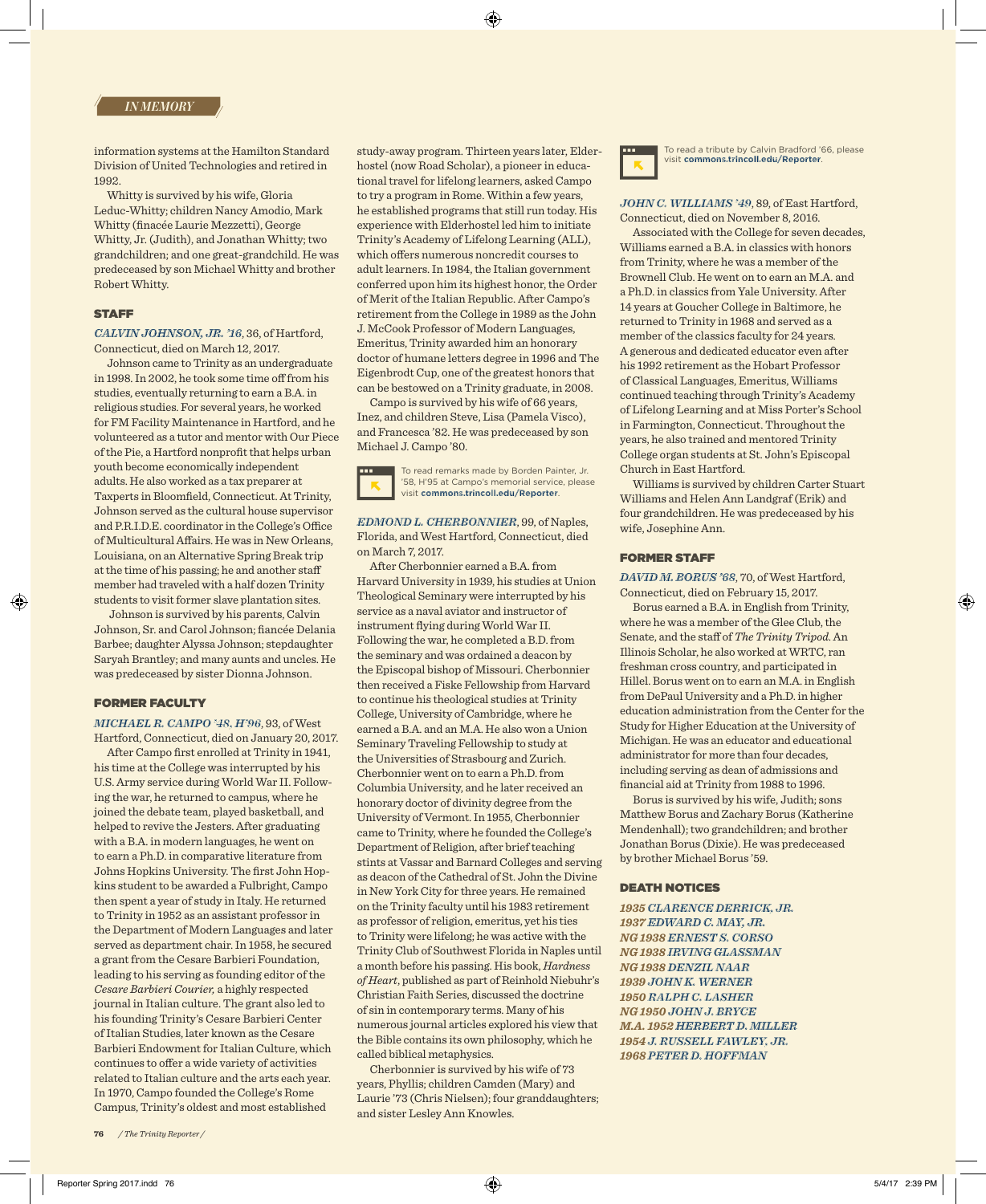information systems at the Hamilton Standard Division of United Technologies and retired in 1992.

Whitty is survived by his wife, Gloria Leduc-Whitty; children Nancy Amodio, Mark Whitty (finacée Laurie Mezzetti), George Whitty, Jr. (Judith), and Jonathan Whitty; two grandchildren; and one great-grandchild. He was predeceased by son Michael Whitty and brother Robert Whitty.

## STAFF

***CALVIN JOHNSON, JR. '16***, 36, of Hartford, Connecticut, died on March 12, 2017.

Johnson came to Trinity as an undergraduate in 1998. In 2002, he took some time off from his studies, eventually returning to earn a B.A. in religious studies. For several years, he worked for FM Facility Maintenance in Hartford, and he volunteered as a tutor and mentor with Our Piece of the Pie, a Hartford nonprofit that helps urban youth become economically independent adults. He also worked as a tax preparer at Taxperts in Bloomfield, Connecticut. At Trinity, Johnson served as the cultural house supervisor and P.R.I.D.E. coordinator in the College's Office of Multicultural Affairs. He was in New Orleans, Louisiana, on an Alternative Spring Break trip at the time of his passing; he and another staff member had traveled with a half dozen Trinity students to visit former slave plantation sites.

Johnson is survived by his parents, Calvin Johnson, Sr. and Carol Johnson; fiancée Delania Barbee; daughter Alyssa Johnson; stepdaughter Saryah Brantley; and many aunts and uncles. He was predeceased by sister Dionna Johnson.

## FORMER FACULTY

***MICHAEL R. CAMPO '48, H'96***, 93, of West Hartford, Connecticut, died on January 20, 2017.

After Campo first enrolled at Trinity in 1941, his time at the College was interrupted by his U.S. Army service during World War II. Following the war, he returned to campus, where he joined the debate team, played basketball, and helped to revive the Jesters. After graduating with a B.A. in modern languages, he went on to earn a Ph.D. in comparative literature from Johns Hopkins University. The first John Hopkins student to be awarded a Fulbright, Campo then spent a year of study in Italy. He returned to Trinity in 1952 as an assistant professor in the Department of Modern Languages and later served as department chair. In 1958, he secured a grant from the Cesare Barbieri Foundation, leading to his serving as founding editor of the *Cesare Barbieri Courier,* a highly respected journal in Italian culture. The grant also led to his founding Trinity's Cesare Barbieri Center of Italian Studies, later known as the Cesare Barbieri Endowment for Italian Culture, which continues to offer a wide variety of activities related to Italian culture and the arts each year. In 1970, Campo founded the College's Rome Campus, Trinity's oldest and most established study-away program. Thirteen years later, Elderhostel (now Road Scholar), a pioneer in educational travel for lifelong learners, asked Campo to try a program in Rome. Within a few years, he established programs that still run today. His experience with Elderhostel led him to initiate Trinity's Academy of Lifelong Learning (ALL), which offers numerous noncredit courses to adult learners. In 1984, the Italian government conferred upon him its highest honor, the Order of Merit of the Italian Republic. After Campo's retirement from the College in 1989 as the John J. McCook Professor of Modern Languages, Emeritus, Trinity awarded him an honorary doctor of humane letters degree in 1996 and The Eigenbrodt Cup, one of the greatest honors that can be bestowed on a Trinity graduate, in 2008.

Campo is survived by his wife of 66 years, Inez, and children Steve, Lisa (Pamela Visco), and Francesca '82. He was predeceased by son Michael J. Campo '80.

To read remarks made by Borden Painter, Jr. '58, H'95 at Campo's memorial service, please visit **commons.trincoll.edu/Reporter**.

***EDMOND L. CHERBONNIER***, 99, of Naples, Florida, and West Hartford, Connecticut, died on March 7, 2017.

After Cherbonnier earned a B.A. from Harvard University in 1939, his studies at Union Theological Seminary were interrupted by his service as a naval aviator and instructor of instrument flying during World War II. Following the war, he completed a B.D. from the seminary and was ordained a deacon by the Episcopal bishop of Missouri. Cherbonnier then received a Fiske Fellowship from Harvard to continue his theological studies at Trinity College, University of Cambridge, where he earned a B.A. and an M.A. He also won a Union Seminary Traveling Fellowship to study at the Universities of Strasbourg and Zurich. Cherbonnier went on to earn a Ph.D. from Columbia University, and he later received an honorary doctor of divinity degree from the University of Vermont. In 1955, Cherbonnier came to Trinity, where he founded the College's Department of Religion, after brief teaching stints at Vassar and Barnard Colleges and serving as deacon of the Cathedral of St. John the Divine in New York City for three years. He remained on the Trinity faculty until his 1983 retirement as professor of religion, emeritus, yet his ties to Trinity were lifelong; he was active with the Trinity Club of Southwest Florida in Naples until a month before his passing. His book, *Hardness of Heart*, published as part of Reinhold Niebuhr's Christian Faith Series, discussed the doctrine of sin in contemporary terms. Many of his numerous journal articles explored his view that the Bible contains its own philosophy, which he called biblical metaphysics.

Cherbonnier is survived by his wife of 73 years, Phyllis; children Camden (Mary) and Laurie '73 (Chris Nielsen); four granddaughters; and sister Lesley Ann Knowles.

To read a tribute by Calvin Bradford '66, please visit **commons.trincoll.edu/Reporter**.

***JOHN C. WILLIAMS '49***, 89, of East Hartford, Connecticut, died on November 8, 2016.

Associated with the College for seven decades, Williams earned a B.A. in classics with honors from Trinity, where he was a member of the Brownell Club. He went on to earn an M.A. and a Ph.D. in classics from Yale University. After 14 years at Goucher College in Baltimore, he returned to Trinity in 1968 and served as a member of the classics faculty for 24 years. A generous and dedicated educator even after his 1992 retirement as the Hobart Professor of Classical Languages, Emeritus, Williams continued teaching through Trinity's Academy of Lifelong Learning and at Miss Porter's School in Farmington, Connecticut. Throughout the years, he also trained and mentored Trinity College organ students at St. John's Episcopal Church in East Hartford.

Williams is survived by children Carter Stuart Williams and Helen Ann Landgraf (Erik) and four grandchildren. He was predeceased by his wife, Josephine Ann.

## FORMER STAFF

***DAVID M. BORUS '68***, 70, of West Hartford, Connecticut, died on February 15, 2017.

Borus earned a B.A. in English from Trinity, where he was a member of the Glee Club, the Senate, and the staff of *The Trinity Tripod*. An Illinois Scholar, he also worked at WRTC, ran freshman cross country, and participated in Hillel. Borus went on to earn an M.A. in English from DePaul University and a Ph.D. in higher education administration from the Center for the Study for Higher Education at the University of Michigan. He was an educator and educational administrator for more than four decades, including serving as dean of admissions and financial aid at Trinity from 1988 to 1996.

Borus is survived by his wife, Judith; sons Matthew Borus and Zachary Borus (Katherine Mendenhall); two grandchildren; and brother Jonathan Borus (Dixie). He was predeceased by brother Michael Borus '59.

## DEATH NOTICES

***1935 CLARENCE DERRICK, JR.***
***1937 EDWARD C. MAY, JR.***
***NG 1938 ERNEST S. CORSO***
***NG 1938 IRVING GLASSMAN***
***NG 1938 DENZIL NAAR***
***1939 JOHN K. WERNER***
***1950 RALPH C. LASHER***
***NG 1950 JOHN J. BRYCE***
***M.A. 1952 HERBERT D. MILLER***
***1954 J. RUSSELL FAWLEY, JR.***
***1968 PETER D. HOFFMAN***